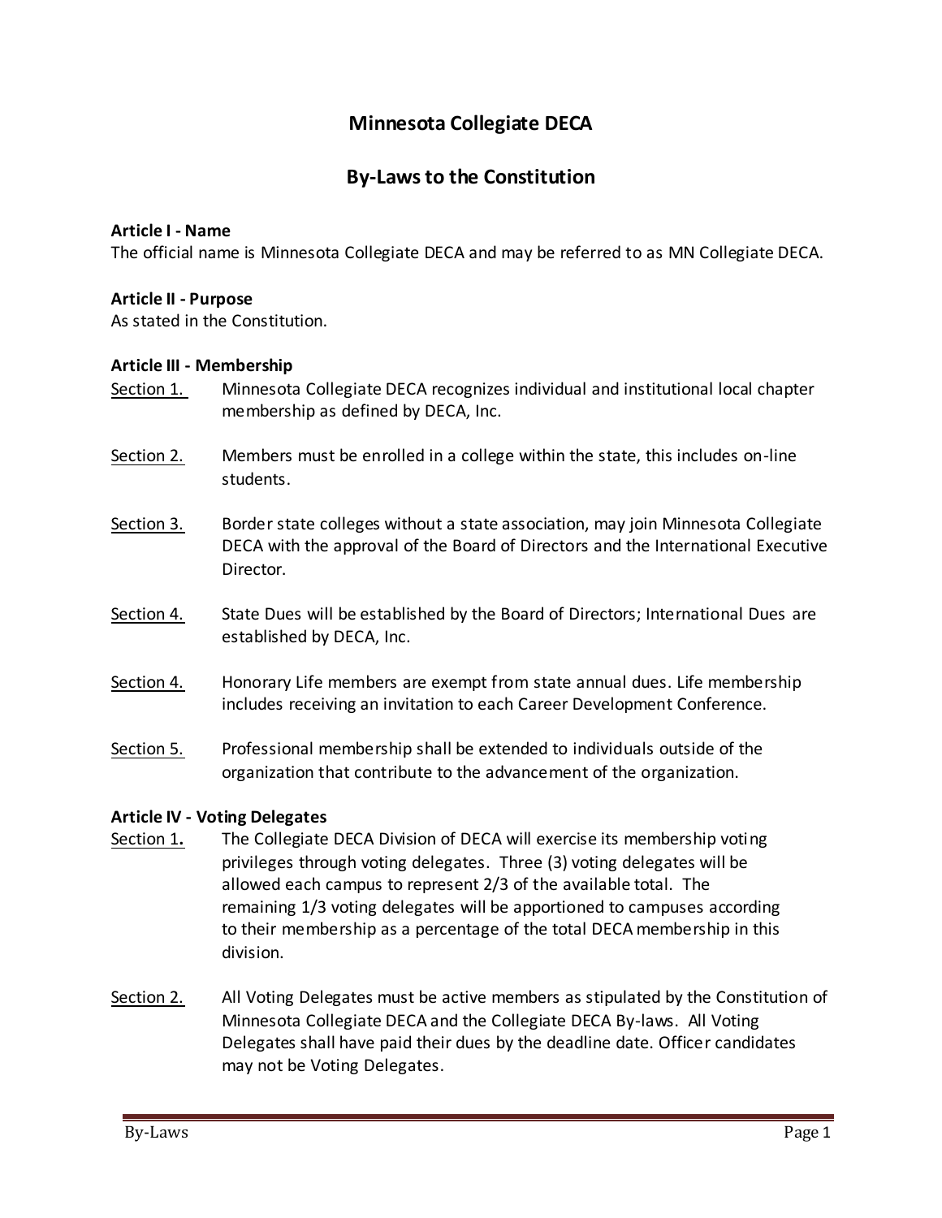# Minnesota Collegiate DECA

## By-Laws to the Constitution

**Article I - Name**

The official name is Minnesota Collegiate DECA and may be referred to as MN Collegiate DECA.

**Article II - Purpose**

As stated in the Constitution.

**Article III - Membership**

Section 1. Minnesota Collegiate DECA recognizes individual and institutional local chapter membership as defined by DECA, Inc.

Section 2. Members must be enrolled in a college within the state, this includes on-line students.

Section 3. Border state colleges without a state association, may join Minnesota Collegiate DECA with the approval of the Board of Directors and the International Executive Director.

Section 4. State Dues will be established by the Board of Directors; International Dues are established by DECA, Inc.

Section 4. Honorary Life members are exempt from state annual dues. Life membership includes receiving an invitation to each Career Development Conference.

Section 5. Professional membership shall be extended to individuals outside of the organization that contribute to the advancement of the organization.

**Article IV - Voting Delegates**

Section 1**.** The Collegiate DECA Division of DECA will exercise its membership voting privileges through voting delegates. Three (3) voting delegates will be allowed each campus to represent 2/3 of the available total. The remaining 1/3 voting delegates will be apportioned to campuses according to their membership as a percentage of the total DECA membership in this division.

Section 2. All Voting Delegates must be active members as stipulated by the Constitution of Minnesota Collegiate DECA and the Collegiate DECA By-laws. All Voting Delegates shall have paid their dues by the deadline date. Officer candidates may not be Voting Delegates.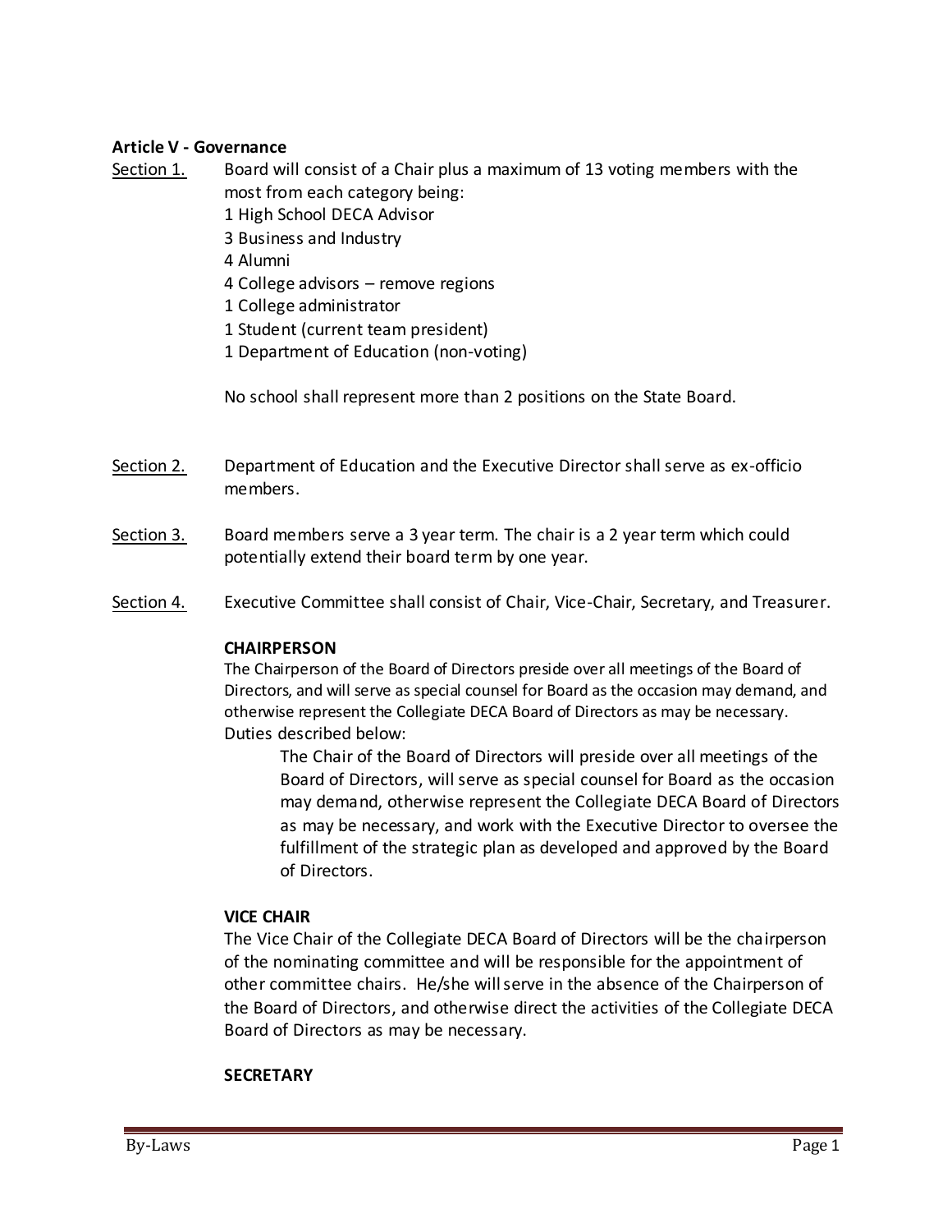**Article V - Governance**

Section 1. Board will consist of a Chair plus a maximum of 13 voting members with the most from each category being:

1 High School DECA Advisor
3 Business and Industry
4 Alumni
4 College advisors – remove regions
1 College administrator
1 Student (current team president)
1 Department of Education (non-voting)

No school shall represent more than 2 positions on the State Board.

Section 2. Department of Education and the Executive Director shall serve as ex-officio members.

Section 3. Board members serve a 3 year term. The chair is a 2 year term which could potentially extend their board term by one year.

Section 4. Executive Committee shall consist of Chair, Vice-Chair, Secretary, and Treasurer.

**CHAIRPERSON**

The Chairperson of the Board of Directors preside over all meetings of the Board of Directors, and will serve as special counsel for Board as the occasion may demand, and otherwise represent the Collegiate DECA Board of Directors as may be necessary. Duties described below:

> The Chair of the Board of Directors will preside over all meetings of the Board of Directors, will serve as special counsel for Board as the occasion may demand, otherwise represent the Collegiate DECA Board of Directors as may be necessary, and work with the Executive Director to oversee the fulfillment of the strategic plan as developed and approved by the Board of Directors.

**VICE CHAIR**

The Vice Chair of the Collegiate DECA Board of Directors will be the chairperson of the nominating committee and will be responsible for the appointment of other committee chairs. He/she will serve in the absence of the Chairperson of the Board of Directors, and otherwise direct the activities of the Collegiate DECA Board of Directors as may be necessary.

**SECRETARY**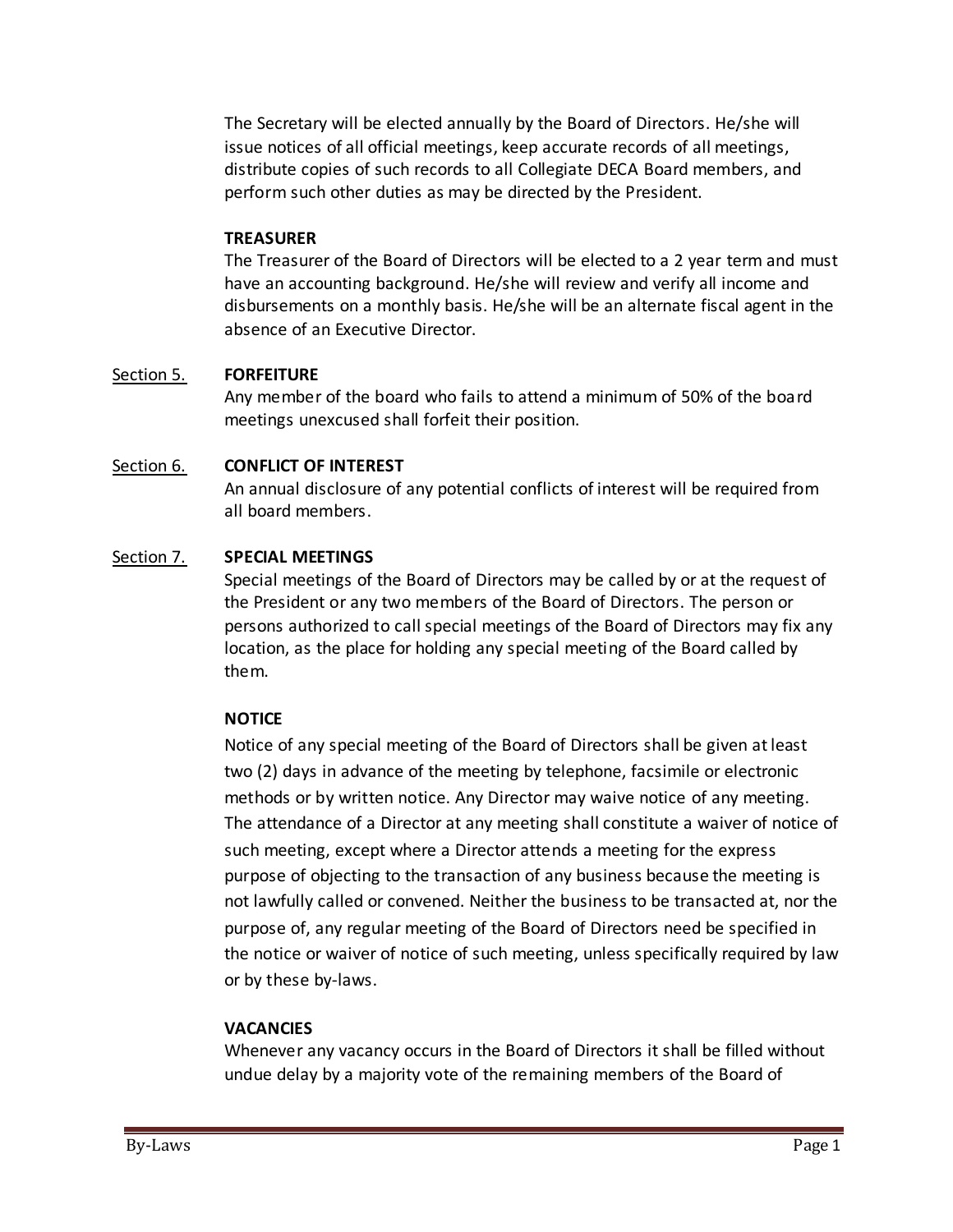The Secretary will be elected annually by the Board of Directors. He/she will issue notices of all official meetings, keep accurate records of all meetings, distribute copies of such records to all Collegiate DECA Board members, and perform such other duties as may be directed by the President.

**TREASURER**

The Treasurer of the Board of Directors will be elected to a 2 year term and must have an accounting background. He/she will review and verify all income and disbursements on a monthly basis. He/she will be an alternate fiscal agent in the absence of an Executive Director.

<u>Section 5.</u> **FORFEITURE**

Any member of the board who fails to attend a minimum of 50% of the board meetings unexcused shall forfeit their position.

<u>Section 6.</u> **CONFLICT OF INTEREST**

An annual disclosure of any potential conflicts of interest will be required from all board members.

<u>Section 7.</u> **SPECIAL MEETINGS**

Special meetings of the Board of Directors may be called by or at the request of the President or any two members of the Board of Directors. The person or persons authorized to call special meetings of the Board of Directors may fix any location, as the place for holding any special meeting of the Board called by them.

**NOTICE**

Notice of any special meeting of the Board of Directors shall be given at least two (2) days in advance of the meeting by telephone, facsimile or electronic methods or by written notice. Any Director may waive notice of any meeting. The attendance of a Director at any meeting shall constitute a waiver of notice of such meeting, except where a Director attends a meeting for the express purpose of objecting to the transaction of any business because the meeting is not lawfully called or convened. Neither the business to be transacted at, nor the purpose of, any regular meeting of the Board of Directors need be specified in the notice or waiver of notice of such meeting, unless specifically required by law or by these by-laws.

**VACANCIES**

Whenever any vacancy occurs in the Board of Directors it shall be filled without undue delay by a majority vote of the remaining members of the Board of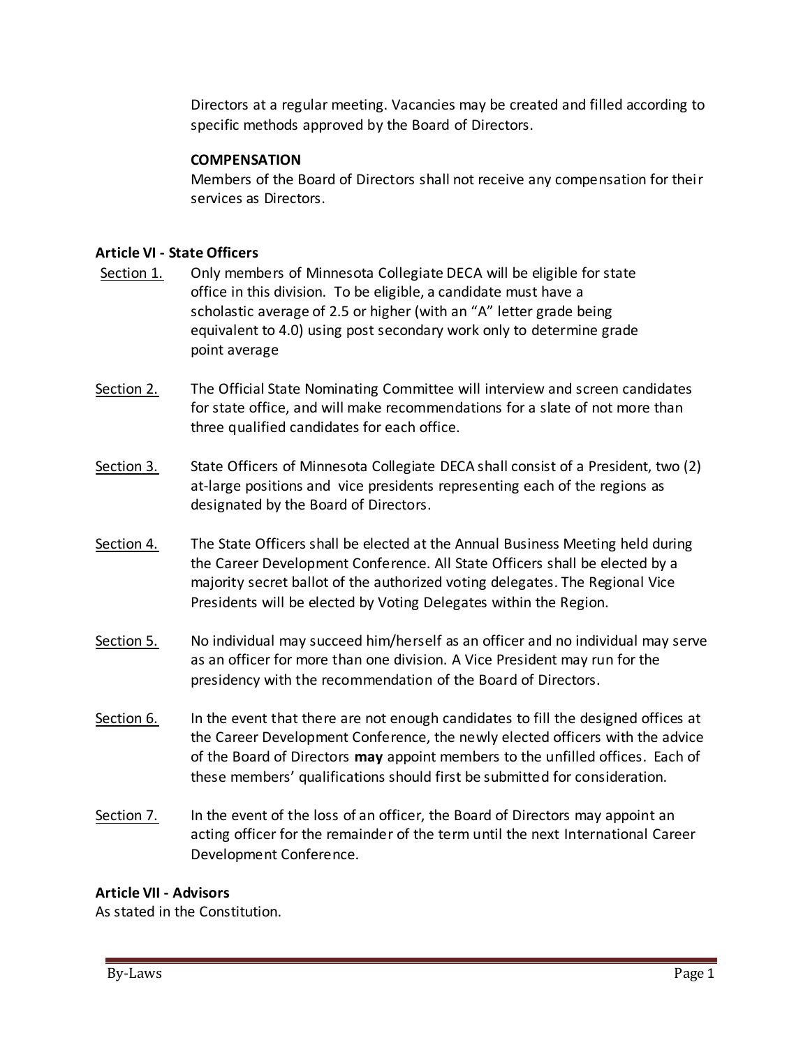Directors at a regular meeting. Vacancies may be created and filled according to specific methods approved by the Board of Directors.

**COMPENSATION**

Members of the Board of Directors shall not receive any compensation for their services as Directors.

### Article VI - State Officers

Section 1. Only members of Minnesota Collegiate DECA will be eligible for state office in this division. To be eligible, a candidate must have a scholastic average of 2.5 or higher (with an "A" letter grade being equivalent to 4.0) using post secondary work only to determine grade point average

Section 2. The Official State Nominating Committee will interview and screen candidates for state office, and will make recommendations for a slate of not more than three qualified candidates for each office.

Section 3. State Officers of Minnesota Collegiate DECA shall consist of a President, two (2) at-large positions and vice presidents representing each of the regions as designated by the Board of Directors.

Section 4. The State Officers shall be elected at the Annual Business Meeting held during the Career Development Conference. All State Officers shall be elected by a majority secret ballot of the authorized voting delegates. The Regional Vice Presidents will be elected by Voting Delegates within the Region.

Section 5. No individual may succeed him/herself as an officer and no individual may serve as an officer for more than one division. A Vice President may run for the presidency with the recommendation of the Board of Directors.

Section 6. In the event that there are not enough candidates to fill the designed offices at the Career Development Conference, the newly elected officers with the advice of the Board of Directors **may** appoint members to the unfilled offices. Each of these members' qualifications should first be submitted for consideration.

Section 7. In the event of the loss of an officer, the Board of Directors may appoint an acting officer for the remainder of the term until the next International Career Development Conference.

### Article VII - Advisors

As stated in the Constitution.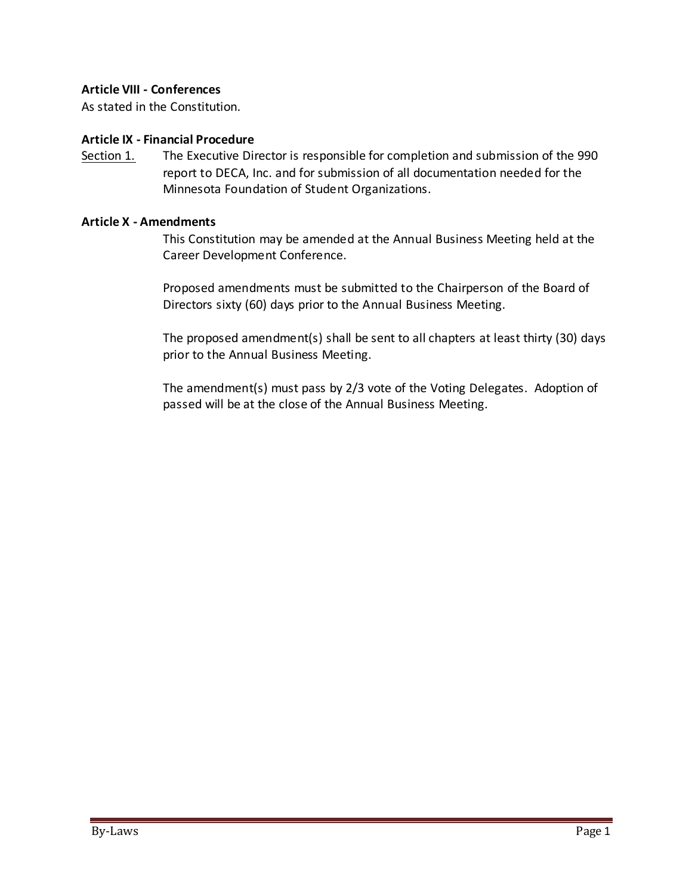**Article VIII - Conferences**
As stated in the Constitution.

**Article IX - Financial Procedure**

Section 1. The Executive Director is responsible for completion and submission of the 990 report to DECA, Inc. and for submission of all documentation needed for the Minnesota Foundation of Student Organizations.

**Article X - Amendments**

This Constitution may be amended at the Annual Business Meeting held at the Career Development Conference.

Proposed amendments must be submitted to the Chairperson of the Board of Directors sixty (60) days prior to the Annual Business Meeting.

The proposed amendment(s) shall be sent to all chapters at least thirty (30) days prior to the Annual Business Meeting.

The amendment(s) must pass by 2/3 vote of the Voting Delegates. Adoption of passed will be at the close of the Annual Business Meeting.